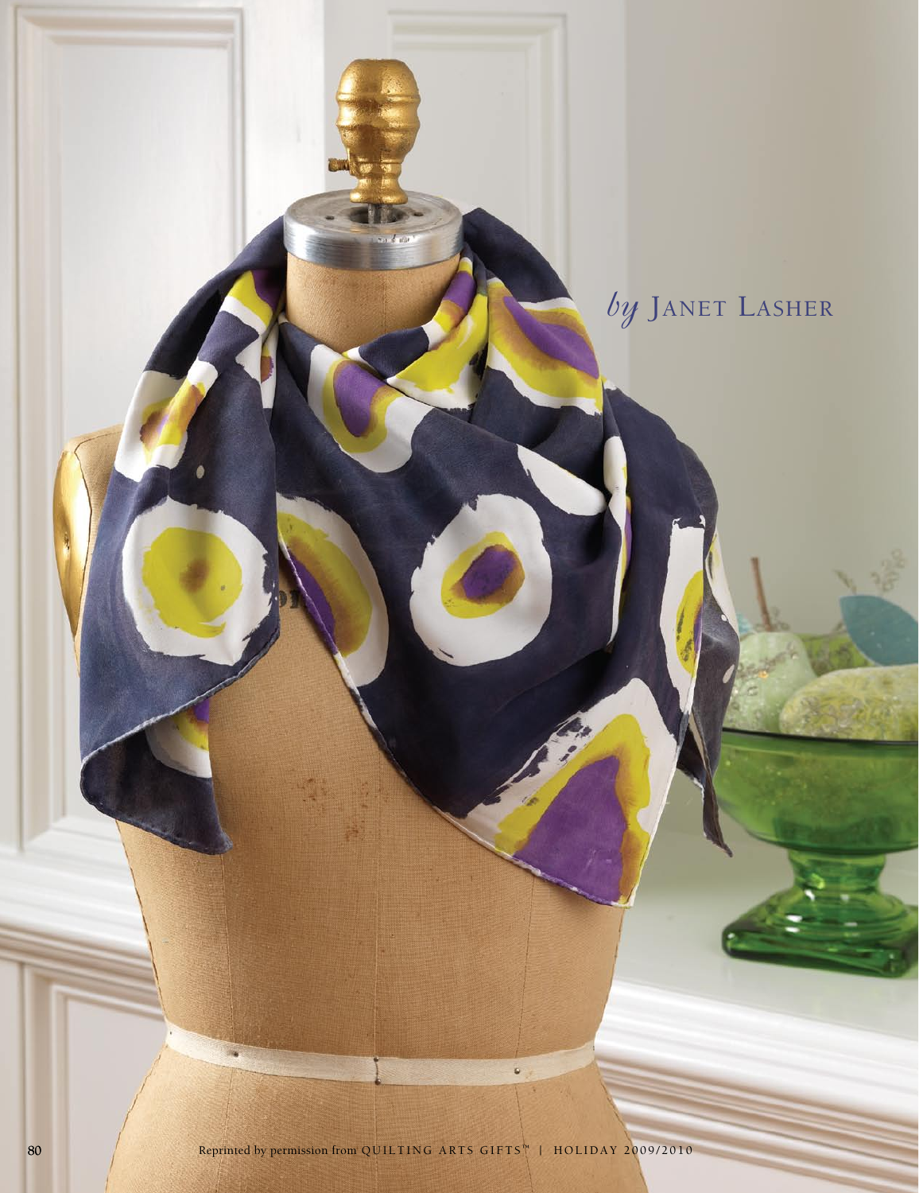*by* Janet Lasher

Reprinted by permission from QUILTING ARTS GIFTS™ | HOLIDAY 2009/2010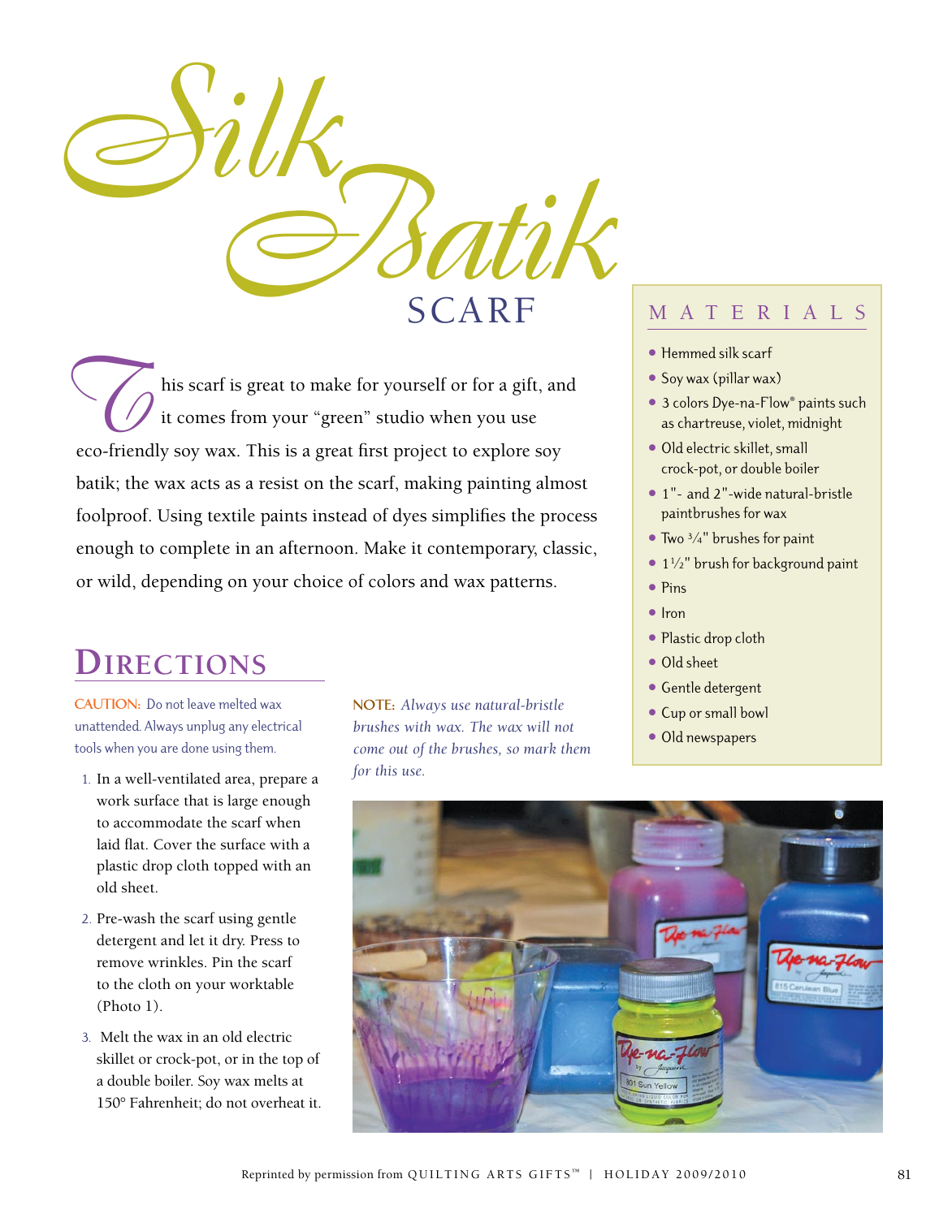# Silk Batik SCARF

This scarf is great to make for yourself or for a gift, and it comes from your "green" studio when you use eco-friendly soy wax. This is a great first project to explore soy batik; the wax acts as a resist on the scarf, making painting almost foolproof. Using textile paints instead of dyes simplifies the process enough to complete in an afternoon. Make it contemporary, classic, or wild, depending on your choice of colors and wax patterns.

## MATERIALS

- Hemmed silk scarf
- Soy wax (pillar wax)
- 3 colors Dye-na-Flow® paints such as chartreuse, violet, midnight
- Old electric skillet, small crock-pot, or double boiler
- 1"- and 2"-wide natural-bristle paintbrushes for wax
- Two ¾" brushes for paint
- 1½" brush for background paint
- Pins
- Iron
- Plastic drop cloth
- Old sheet
- Gentle detergent
- Cup or small bowl
- Old newspapers

## DIRECTIONS

CAUTION: Do not leave melted wax unattended. Always unplug any electrical tools when you are done using them.

NOTE: *Always use natural-bristle brushes with wax. The wax will not come out of the brushes, so mark them for this use.*

1. In a well-ventilated area, prepare a work surface that is large enough to accommodate the scarf when laid flat. Cover the surface with a plastic drop cloth topped with an old sheet.
2. Pre-wash the scarf using gentle detergent and let it dry. Press to remove wrinkles. Pin the scarf to the cloth on your worktable (Photo 1).
3. Melt the wax in an old electric skillet or crock-pot, or in the top of a double boiler. Soy wax melts at 150° Fahrenheit; do not overheat it.

Reprinted by permission from QUILTING ARTS GIFTS™ | HOLIDAY 2009/2010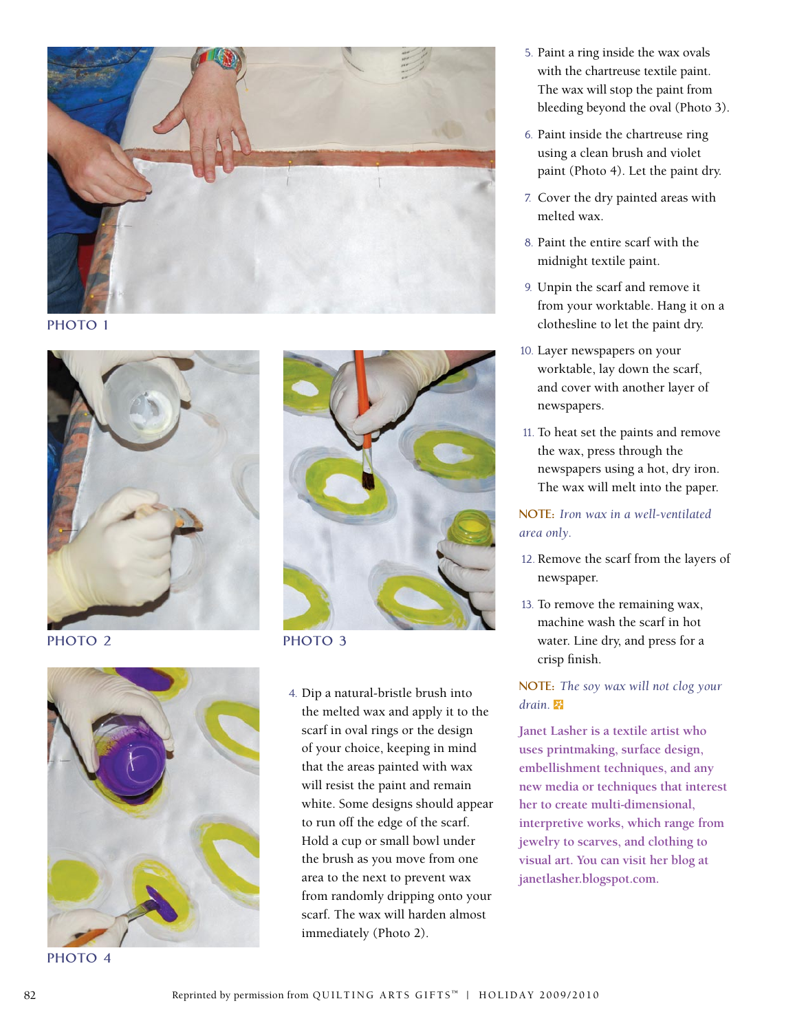PHOTO 1

PHOTO 2

PHOTO 3

PHOTO 4

4. Dip a natural-bristle brush into the melted wax and apply it to the scarf in oval rings or the design of your choice, keeping in mind that the areas painted with wax will resist the paint and remain white. Some designs should appear to run off the edge of the scarf. Hold a cup or small bowl under the brush as you move from one area to the next to prevent wax from randomly dripping onto your scarf. The wax will harden almost immediately (Photo 2).

5. Paint a ring inside the wax ovals with the chartreuse textile paint. The wax will stop the paint from bleeding beyond the oval (Photo 3).

6. Paint inside the chartreuse ring using a clean brush and violet paint (Photo 4). Let the paint dry.

7. Cover the dry painted areas with melted wax.

8. Paint the entire scarf with the midnight textile paint.

9. Unpin the scarf and remove it from your worktable. Hang it on a clothesline to let the paint dry.

10. Layer newspapers on your worktable, lay down the scarf, and cover with another layer of newspapers.

11. To heat set the paints and remove the wax, press through the newspapers using a hot, dry iron. The wax will melt into the paper.

**NOTE:** *Iron wax in a well-ventilated area only.*

12. Remove the scarf from the layers of newspaper.

13. To remove the remaining wax, machine wash the scarf in hot water. Line dry, and press for a crisp finish.

**NOTE:** *The soy wax will not clog your drain.*

**Janet Lasher is a textile artist who uses printmaking, surface design, embellishment techniques, and any new media or techniques that interest her to create multi-dimensional, interpretive works, which range from jewelry to scarves, and clothing to visual art. You can visit her blog at janetlasher.blogspot.com.**

Reprinted by permission from QUILTING ARTS GIFTS™ | HOLIDAY 2009/2010